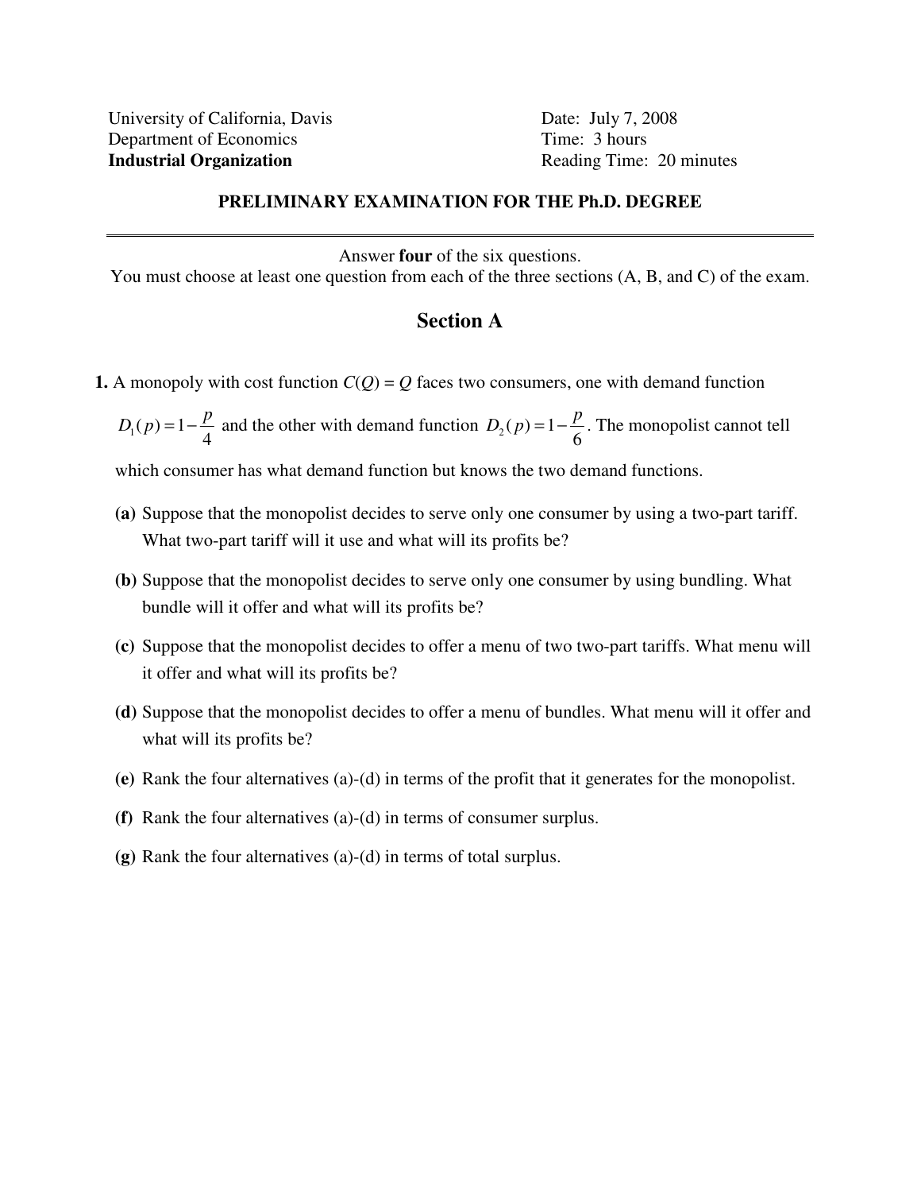University of California, Davis
Department of Economics
**Industrial Organization**

Date: July 7, 2008
Time: 3 hours
Reading Time: 20 minutes

**PRELIMINARY EXAMINATION FOR THE Ph.D. DEGREE**

---

Answer **four** of the six questions.
You must choose at least one question from each of the three sections (A, B, and C) of the exam.

## Section A

**1.** A monopoly with cost function $C(Q) = Q$ faces two consumers, one with demand function $D_1(p) = 1 - \frac{p}{4}$ and the other with demand function $D_2(p) = 1 - \frac{p}{6}$. The monopolist cannot tell which consumer has what demand function but knows the two demand functions.

**(a)** Suppose that the monopolist decides to serve only one consumer by using a two-part tariff. What two-part tariff will it use and what will its profits be?

**(b)** Suppose that the monopolist decides to serve only one consumer by using bundling. What bundle will it offer and what will its profits be?

**(c)** Suppose that the monopolist decides to offer a menu of two two-part tariffs. What menu will it offer and what will its profits be?

**(d)** Suppose that the monopolist decides to offer a menu of bundles. What menu will it offer and what will its profits be?

**(e)** Rank the four alternatives (a)-(d) in terms of the profit that it generates for the monopolist.

**(f)** Rank the four alternatives (a)-(d) in terms of consumer surplus.

**(g)** Rank the four alternatives (a)-(d) in terms of total surplus.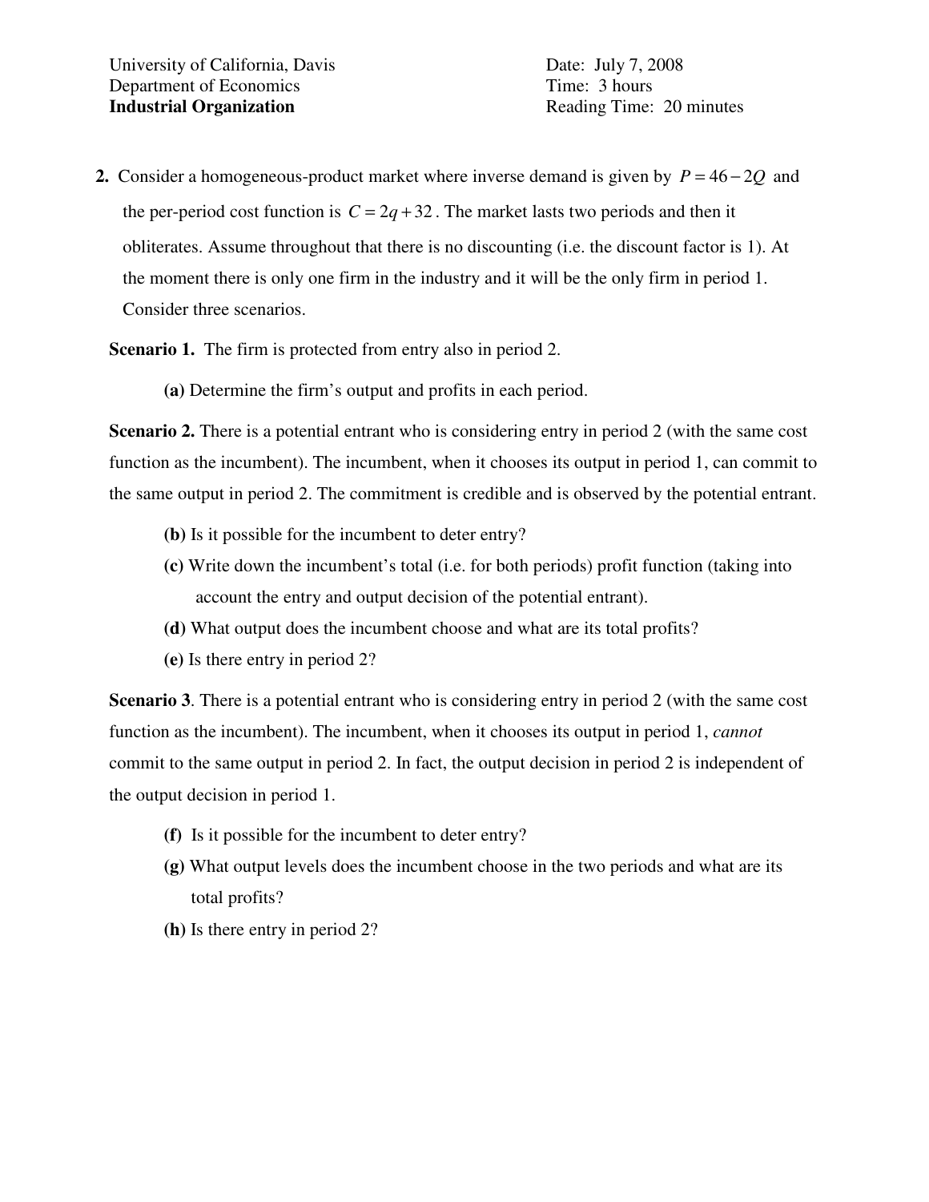University of California, Davis
Department of Economics
**Industrial Organization**

Date: July 7, 2008
Time: 3 hours
Reading Time: 20 minutes

**2.** Consider a homogeneous-product market where inverse demand is given by $P = 46 - 2Q$ and the per-period cost function is $C = 2q + 32$. The market lasts two periods and then it obliterates. Assume throughout that there is no discounting (i.e. the discount factor is 1). At the moment there is only one firm in the industry and it will be the only firm in period 1. Consider three scenarios.

**Scenario 1.** The firm is protected from entry also in period 2.

**(a)** Determine the firm's output and profits in each period.

**Scenario 2.** There is a potential entrant who is considering entry in period 2 (with the same cost function as the incumbent). The incumbent, when it chooses its output in period 1, can commit to the same output in period 2. The commitment is credible and is observed by the potential entrant.

**(b)** Is it possible for the incumbent to deter entry?

**(c)** Write down the incumbent's total (i.e. for both periods) profit function (taking into account the entry and output decision of the potential entrant).

**(d)** What output does the incumbent choose and what are its total profits?

**(e)** Is there entry in period 2?

**Scenario 3**. There is a potential entrant who is considering entry in period 2 (with the same cost function as the incumbent). The incumbent, when it chooses its output in period 1, *cannot* commit to the same output in period 2. In fact, the output decision in period 2 is independent of the output decision in period 1.

**(f)** Is it possible for the incumbent to deter entry?

**(g)** What output levels does the incumbent choose in the two periods and what are its total profits?

**(h)** Is there entry in period 2?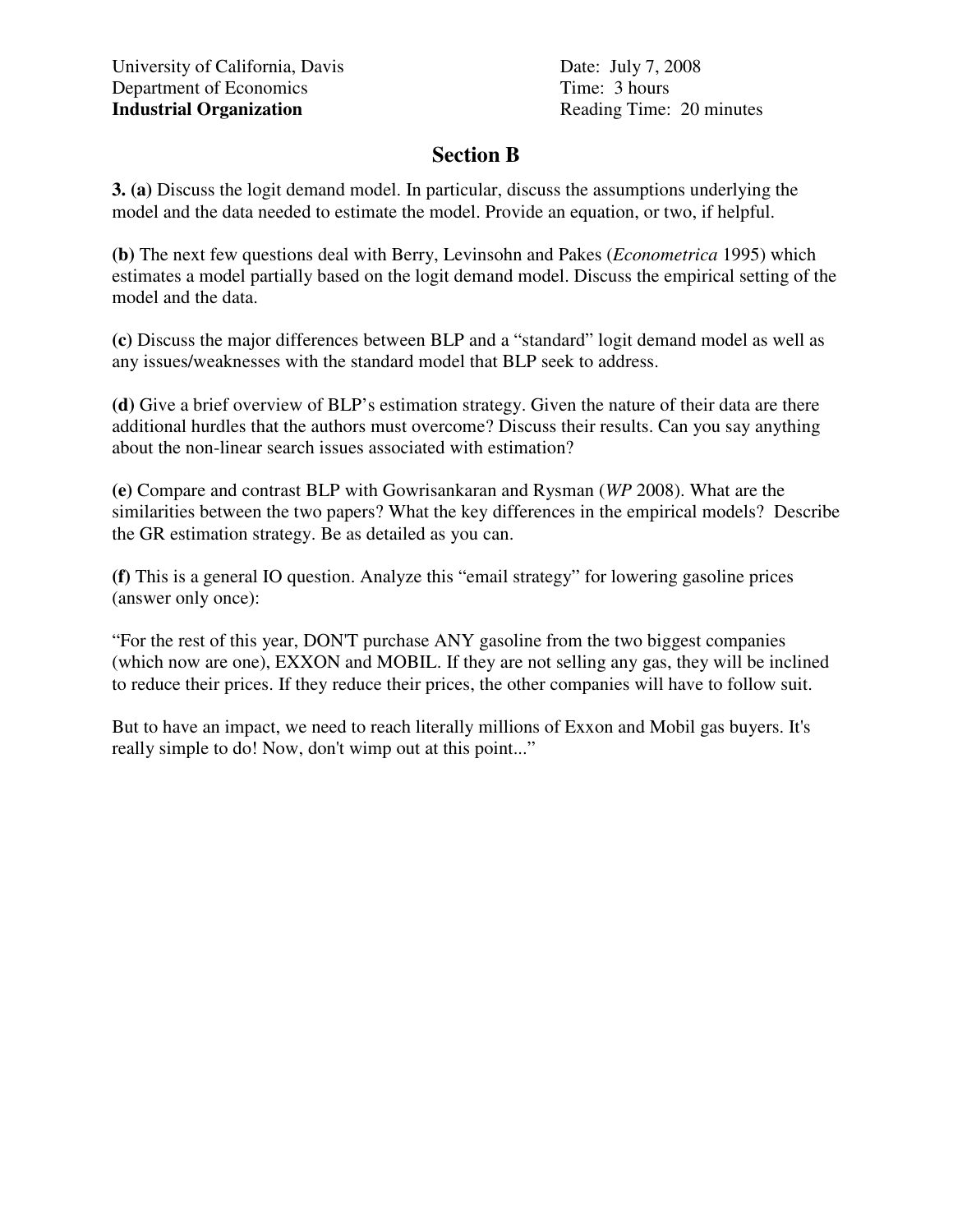University of California, Davis
Department of Economics
**Industrial Organization**

Date: July 7, 2008
Time: 3 hours
Reading Time: 20 minutes

## Section B

**3. (a)** Discuss the logit demand model. In particular, discuss the assumptions underlying the model and the data needed to estimate the model. Provide an equation, or two, if helpful.

**(b)** The next few questions deal with Berry, Levinsohn and Pakes (*Econometrica* 1995) which estimates a model partially based on the logit demand model. Discuss the empirical setting of the model and the data.

**(c)** Discuss the major differences between BLP and a "standard" logit demand model as well as any issues/weaknesses with the standard model that BLP seek to address.

**(d)** Give a brief overview of BLP's estimation strategy. Given the nature of their data are there additional hurdles that the authors must overcome? Discuss their results. Can you say anything about the non-linear search issues associated with estimation?

**(e)** Compare and contrast BLP with Gowrisankaran and Rysman (*WP* 2008). What are the similarities between the two papers? What the key differences in the empirical models? Describe the GR estimation strategy. Be as detailed as you can.

**(f)** This is a general IO question. Analyze this "email strategy" for lowering gasoline prices (answer only once):

"For the rest of this year, DON'T purchase ANY gasoline from the two biggest companies (which now are one), EXXON and MOBIL. If they are not selling any gas, they will be inclined to reduce their prices. If they reduce their prices, the other companies will have to follow suit.

But to have an impact, we need to reach literally millions of Exxon and Mobil gas buyers. It's really simple to do! Now, don't wimp out at this point..."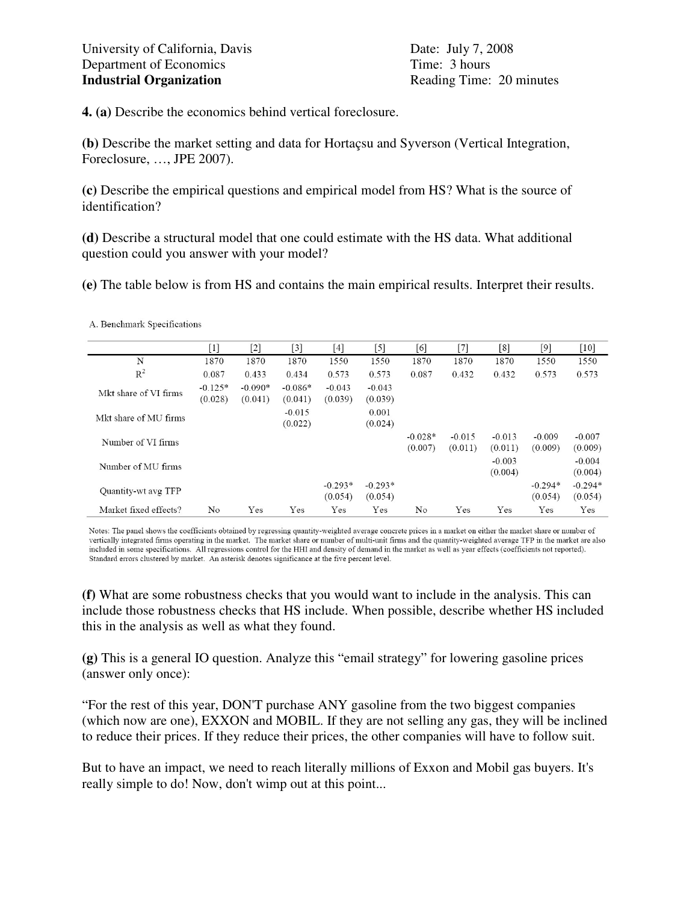University of California, Davis
Department of Economics
**Industrial Organization**

Date: July 7, 2008
Time: 3 hours
Reading Time: 20 minutes

**4. (a)** Describe the economics behind vertical foreclosure.

**(b)** Describe the market setting and data for Hortaçsu and Syverson (Vertical Integration, Foreclosure, …, JPE 2007).

**(c)** Describe the empirical questions and empirical model from HS? What is the source of identification?

**(d)** Describe a structural model that one could estimate with the HS data. What additional question could you answer with your model?

**(e)** The table below is from HS and contains the main empirical results. Interpret their results.

A. Benchmark Specifications

| | [1] | [2] | [3] | [4] | [5] | [6] | [7] | [8] | [9] | [10] |
|---|---|---|---|---|---|---|---|---|---|---|
| N | 1870 | 1870 | 1870 | 1550 | 1550 | 1870 | 1870 | 1870 | 1550 | 1550 |
| $R^2$ | 0.087 | 0.433 | 0.434 | 0.573 | 0.573 | 0.087 | 0.432 | 0.432 | 0.573 | 0.573 |
| Mkt share of VI firms | -0.125* (0.028) | -0.090* (0.041) | -0.086* (0.041) | -0.043 (0.039) | -0.043 (0.039) | | | | | |
| Mkt share of MU firms | | | -0.015 (0.022) | | 0.001 (0.024) | | | | | |
| Number of VI firms | | | | | | -0.028* (0.007) | -0.015 (0.011) | -0.013 (0.011) | -0.009 (0.009) | -0.007 (0.009) |
| Number of MU firms | | | | | | | | -0.003 (0.004) | | -0.004 (0.004) |
| Quantity-wt avg TFP | | | | -0.293* (0.054) | -0.293* (0.054) | | | | -0.294* (0.054) | -0.294* (0.054) |
| Market fixed effects? | No | Yes | Yes | Yes | Yes | No | Yes | Yes | Yes | Yes |

Notes: The panel shows the coefficients obtained by regressing quantity-weighted average concrete prices in a market on either the market share or number of vertically integrated firms operating in the market. The market share or number of multi-unit firms and the quantity-weighted average TFP in the market are also included in some specifications. All regressions control for the HHI and density of demand in the market as well as year effects (coefficients not reported). Standard errors clustered by market. An asterisk denotes significance at the five percent level.

**(f)** What are some robustness checks that you would want to include in the analysis. This can include those robustness checks that HS include. When possible, describe whether HS included this in the analysis as well as what they found.

**(g)** This is a general IO question. Analyze this "email strategy" for lowering gasoline prices (answer only once):

"For the rest of this year, DON'T purchase ANY gasoline from the two biggest companies (which now are one), EXXON and MOBIL. If they are not selling any gas, they will be inclined to reduce their prices. If they reduce their prices, the other companies will have to follow suit.

But to have an impact, we need to reach literally millions of Exxon and Mobil gas buyers. It's really simple to do! Now, don't wimp out at this point...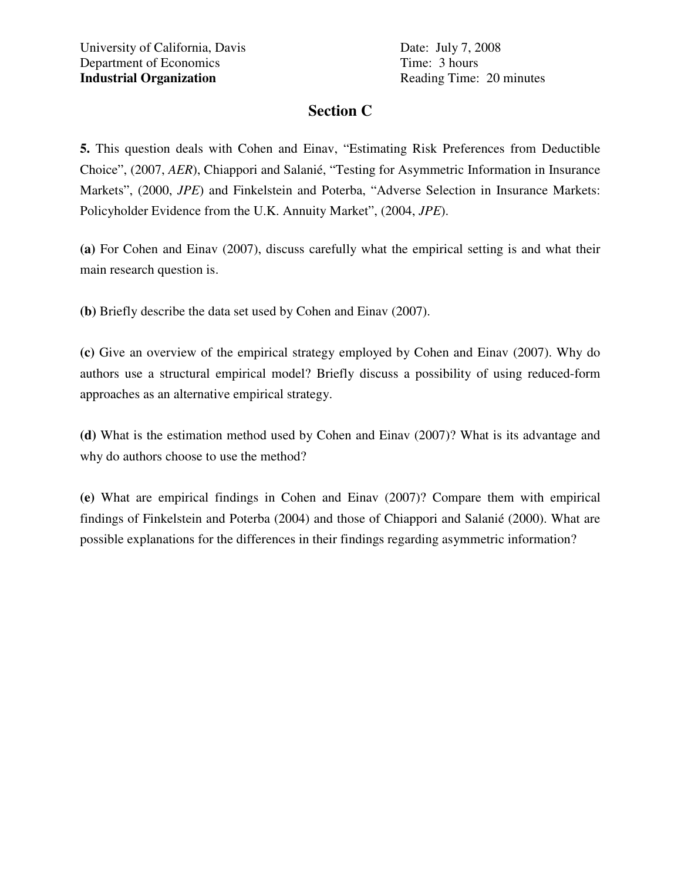University of California, Davis
Department of Economics
**Industrial Organization**

Date: July 7, 2008
Time: 3 hours
Reading Time: 20 minutes

## Section C

**5.** This question deals with Cohen and Einav, "Estimating Risk Preferences from Deductible Choice", (2007, *AER*), Chiappori and Salanié, "Testing for Asymmetric Information in Insurance Markets", (2000, *JPE*) and Finkelstein and Poterba, "Adverse Selection in Insurance Markets: Policyholder Evidence from the U.K. Annuity Market", (2004, *JPE*).

**(a)** For Cohen and Einav (2007), discuss carefully what the empirical setting is and what their main research question is.

**(b)** Briefly describe the data set used by Cohen and Einav (2007).

**(c)** Give an overview of the empirical strategy employed by Cohen and Einav (2007). Why do authors use a structural empirical model? Briefly discuss a possibility of using reduced-form approaches as an alternative empirical strategy.

**(d)** What is the estimation method used by Cohen and Einav (2007)? What is its advantage and why do authors choose to use the method?

**(e)** What are empirical findings in Cohen and Einav (2007)? Compare them with empirical findings of Finkelstein and Poterba (2004) and those of Chiappori and Salanié (2000). What are possible explanations for the differences in their findings regarding asymmetric information?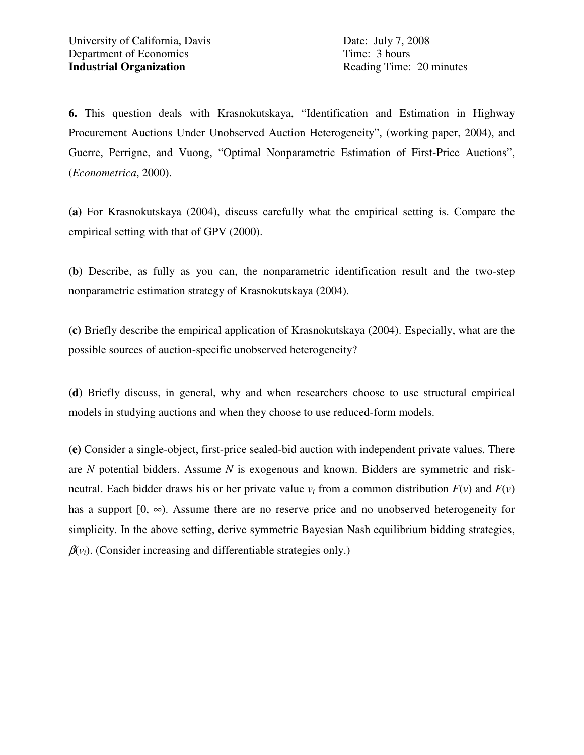University of California, Davis
Department of Economics
**Industrial Organization**

Date: July 7, 2008
Time: 3 hours
Reading Time: 20 minutes

**6.** This question deals with Krasnokutskaya, "Identification and Estimation in Highway Procurement Auctions Under Unobserved Auction Heterogeneity", (working paper, 2004), and Guerre, Perrigne, and Vuong, "Optimal Nonparametric Estimation of First-Price Auctions", (*Econometrica*, 2000).

**(a)** For Krasnokutskaya (2004), discuss carefully what the empirical setting is. Compare the empirical setting with that of GPV (2000).

**(b)** Describe, as fully as you can, the nonparametric identification result and the two-step nonparametric estimation strategy of Krasnokutskaya (2004).

**(c)** Briefly describe the empirical application of Krasnokutskaya (2004). Especially, what are the possible sources of auction-specific unobserved heterogeneity?

**(d)** Briefly discuss, in general, why and when researchers choose to use structural empirical models in studying auctions and when they choose to use reduced-form models.

**(e)** Consider a single-object, first-price sealed-bid auction with independent private values. There are $N$ potential bidders. Assume $N$ is exogenous and known. Bidders are symmetric and risk-neutral. Each bidder draws his or her private value $v_i$ from a common distribution $F(v)$ and $F(v)$ has a support $[0, \infty)$. Assume there are no reserve price and no unobserved heterogeneity for simplicity. In the above setting, derive symmetric Bayesian Nash equilibrium bidding strategies, $\beta(v_i)$. (Consider increasing and differentiable strategies only.)